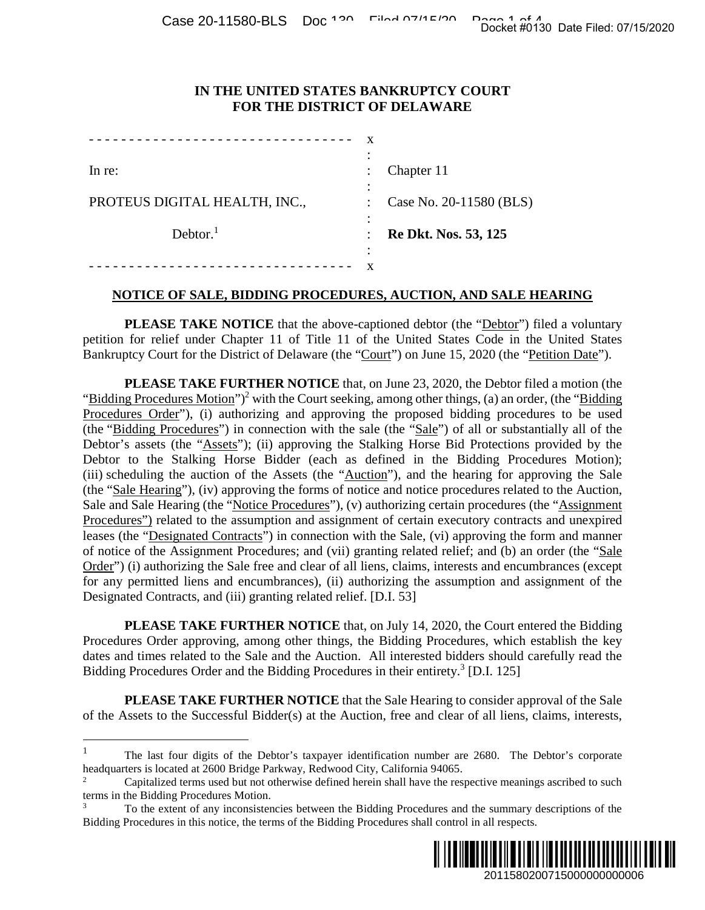**IN THE UNITED STATES BANKRUPTCY COURT**
**FOR THE DISTRICT OF DELAWARE**

| | | |
|---|---|---|
| In re: | : | Chapter 11 |
| PROTEUS DIGITAL HEALTH, INC., | : | Case No. 20-11580 (BLS) |
| Debtor.[1] | : | **Re Dkt. Nos. 53, 125** |

**NOTICE OF SALE, BIDDING PROCEDURES, AUCTION, AND SALE HEARING**

**PLEASE TAKE NOTICE** that the above-captioned debtor (the "Debtor") filed a voluntary petition for relief under Chapter 11 of Title 11 of the United States Code in the United States Bankruptcy Court for the District of Delaware (the "Court") on June 15, 2020 (the "Petition Date").

**PLEASE TAKE FURTHER NOTICE** that, on June 23, 2020, the Debtor filed a motion (the "Bidding Procedures Motion")[2] with the Court seeking, among other things, (a) an order, (the "Bidding Procedures Order"), (i) authorizing and approving the proposed bidding procedures to be used (the "Bidding Procedures") in connection with the sale (the "Sale") of all or substantially all of the Debtor's assets (the "Assets"); (ii) approving the Stalking Horse Bid Protections provided by the Debtor to the Stalking Horse Bidder (each as defined in the Bidding Procedures Motion); (iii) scheduling the auction of the Assets (the "Auction"), and the hearing for approving the Sale (the "Sale Hearing"), (iv) approving the forms of notice and notice procedures related to the Auction, Sale and Sale Hearing (the "Notice Procedures"), (v) authorizing certain procedures (the "Assignment Procedures") related to the assumption and assignment of certain executory contracts and unexpired leases (the "Designated Contracts") in connection with the Sale, (vi) approving the form and manner of notice of the Assignment Procedures; and (vii) granting related relief; and (b) an order (the "Sale Order") (i) authorizing the Sale free and clear of all liens, claims, interests and encumbrances (except for any permitted liens and encumbrances), (ii) authorizing the assumption and assignment of the Designated Contracts, and (iii) granting related relief. [D.I. 53]

**PLEASE TAKE FURTHER NOTICE** that, on July 14, 2020, the Court entered the Bidding Procedures Order approving, among other things, the Bidding Procedures, which establish the key dates and times related to the Sale and the Auction. All interested bidders should carefully read the Bidding Procedures Order and the Bidding Procedures in their entirety.[3] [D.I. 125]

**PLEASE TAKE FURTHER NOTICE** that the Sale Hearing to consider approval of the Sale of the Assets to the Successful Bidder(s) at the Auction, free and clear of all liens, claims, interests,

---

[1] The last four digits of the Debtor's taxpayer identification number are 2680. The Debtor's corporate headquarters is located at 2600 Bridge Parkway, Redwood City, California 94065.

[2] Capitalized terms used but not otherwise defined herein shall have the respective meanings ascribed to such terms in the Bidding Procedures Motion.

[3] To the extent of any inconsistencies between the Bidding Procedures and the summary descriptions of the Bidding Procedures in this notice, the terms of the Bidding Procedures shall control in all respects.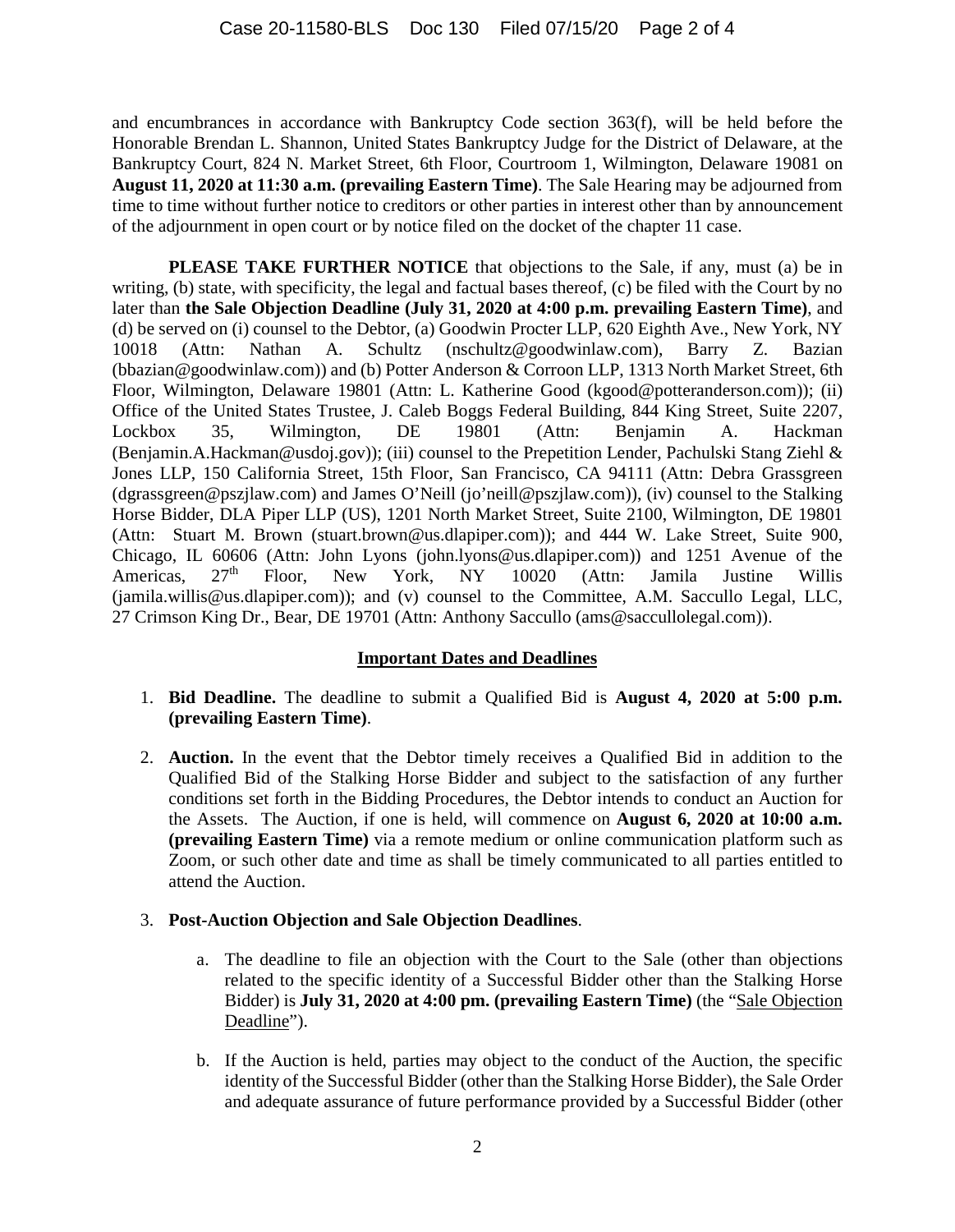and encumbrances in accordance with Bankruptcy Code section 363(f), will be held before the Honorable Brendan L. Shannon, United States Bankruptcy Judge for the District of Delaware, at the Bankruptcy Court, 824 N. Market Street, 6th Floor, Courtroom 1, Wilmington, Delaware 19081 on **August 11, 2020 at 11:30 a.m. (prevailing Eastern Time)**. The Sale Hearing may be adjourned from time to time without further notice to creditors or other parties in interest other than by announcement of the adjournment in open court or by notice filed on the docket of the chapter 11 case.

**PLEASE TAKE FURTHER NOTICE** that objections to the Sale, if any, must (a) be in writing, (b) state, with specificity, the legal and factual bases thereof, (c) be filed with the Court by no later than **the Sale Objection Deadline (July 31, 2020 at 4:00 p.m. prevailing Eastern Time)**, and (d) be served on (i) counsel to the Debtor, (a) Goodwin Procter LLP, 620 Eighth Ave., New York, NY 10018 (Attn: Nathan A. Schultz (nschultz@goodwinlaw.com), Barry Z. Bazian (bbazian@goodwinlaw.com)) and (b) Potter Anderson & Corroon LLP, 1313 North Market Street, 6th Floor, Wilmington, Delaware 19801 (Attn: L. Katherine Good (kgood@potteranderson.com)); (ii) Office of the United States Trustee, J. Caleb Boggs Federal Building, 844 King Street, Suite 2207, Lockbox 35, Wilmington, DE 19801 (Attn: Benjamin A. Hackman (Benjamin.A.Hackman@usdoj.gov)); (iii) counsel to the Prepetition Lender, Pachulski Stang Ziehl & Jones LLP, 150 California Street, 15th Floor, San Francisco, CA 94111 (Attn: Debra Grassgreen (dgrassgreen@pszjlaw.com) and James O'Neill (jo'neill@pszjlaw.com)), (iv) counsel to the Stalking Horse Bidder, DLA Piper LLP (US), 1201 North Market Street, Suite 2100, Wilmington, DE 19801 (Attn: Stuart M. Brown (stuart.brown@us.dlapiper.com)); and 444 W. Lake Street, Suite 900, Chicago, IL 60606 (Attn: John Lyons (john.lyons@us.dlapiper.com)) and 1251 Avenue of the Americas, 27th Floor, New York, NY 10020 (Attn: Jamila Justine Willis (jamila.willis@us.dlapiper.com)); and (v) counsel to the Committee, A.M. Saccullo Legal, LLC, 27 Crimson King Dr., Bear, DE 19701 (Attn: Anthony Saccullo (ams@saccullolegal.com)).

## Important Dates and Deadlines

1. **Bid Deadline.** The deadline to submit a Qualified Bid is **August 4, 2020 at 5:00 p.m. (prevailing Eastern Time)**.

2. **Auction.** In the event that the Debtor timely receives a Qualified Bid in addition to the Qualified Bid of the Stalking Horse Bidder and subject to the satisfaction of any further conditions set forth in the Bidding Procedures, the Debtor intends to conduct an Auction for the Assets. The Auction, if one is held, will commence on **August 6, 2020 at 10:00 a.m. (prevailing Eastern Time)** via a remote medium or online communication platform such as Zoom, or such other date and time as shall be timely communicated to all parties entitled to attend the Auction.

3. **Post-Auction Objection and Sale Objection Deadlines**.

   a. The deadline to file an objection with the Court to the Sale (other than objections related to the specific identity of a Successful Bidder other than the Stalking Horse Bidder) is **July 31, 2020 at 4:00 pm. (prevailing Eastern Time)** (the "Sale Objection Deadline").

   b. If the Auction is held, parties may object to the conduct of the Auction, the specific identity of the Successful Bidder (other than the Stalking Horse Bidder), the Sale Order and adequate assurance of future performance provided by a Successful Bidder (other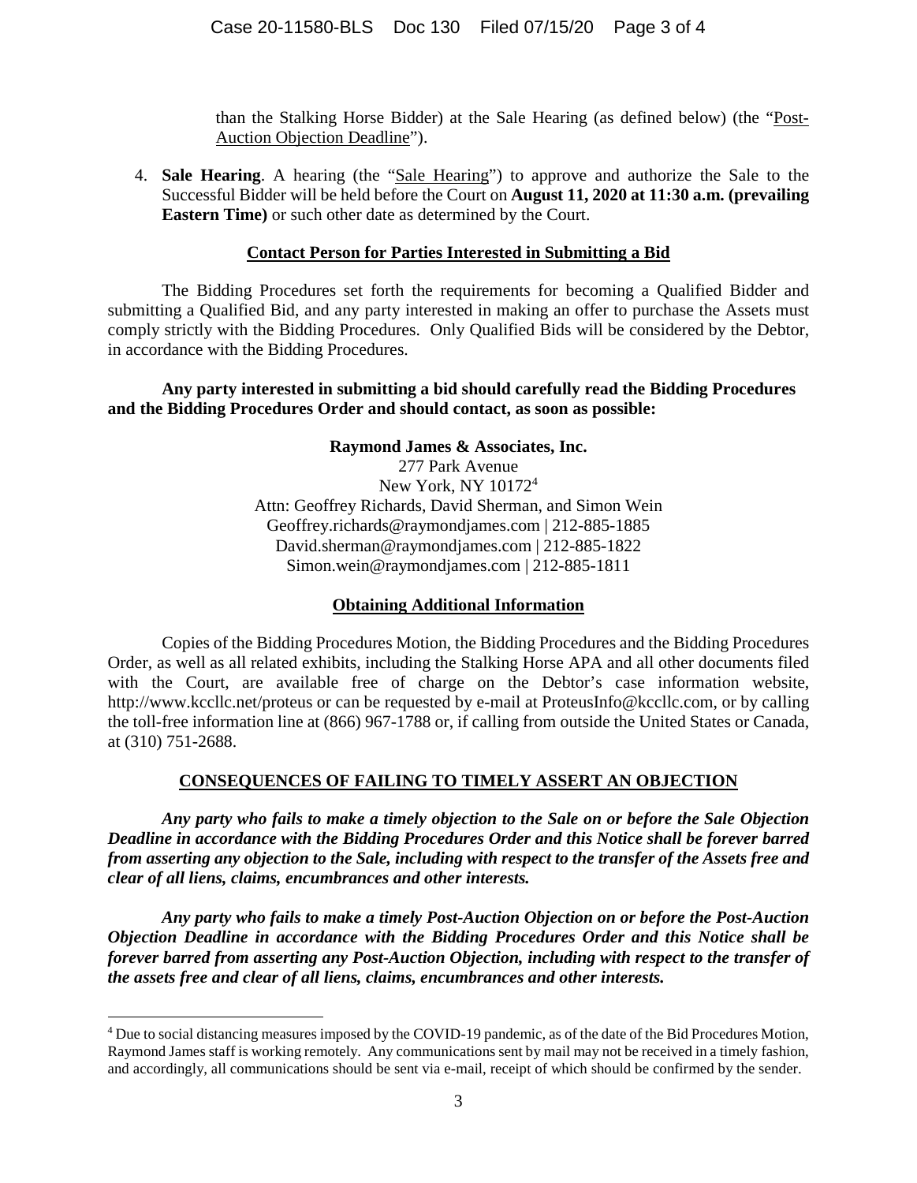than the Stalking Horse Bidder) at the Sale Hearing (as defined below) (the "Post-Auction Objection Deadline").

4. **Sale Hearing**. A hearing (the "Sale Hearing") to approve and authorize the Sale to the Successful Bidder will be held before the Court on **August 11, 2020 at 11:30 a.m. (prevailing Eastern Time)** or such other date as determined by the Court.

**Contact Person for Parties Interested in Submitting a Bid**

The Bidding Procedures set forth the requirements for becoming a Qualified Bidder and submitting a Qualified Bid, and any party interested in making an offer to purchase the Assets must comply strictly with the Bidding Procedures. Only Qualified Bids will be considered by the Debtor, in accordance with the Bidding Procedures.

**Any party interested in submitting a bid should carefully read the Bidding Procedures and the Bidding Procedures Order and should contact, as soon as possible:**

**Raymond James & Associates, Inc.**
277 Park Avenue
New York, NY 10172[4]
Attn: Geoffrey Richards, David Sherman, and Simon Wein
Geoffrey.richards@raymondjames.com | 212-885-1885
David.sherman@raymondjames.com | 212-885-1822
Simon.wein@raymondjames.com | 212-885-1811

**Obtaining Additional Information**

Copies of the Bidding Procedures Motion, the Bidding Procedures and the Bidding Procedures Order, as well as all related exhibits, including the Stalking Horse APA and all other documents filed with the Court, are available free of charge on the Debtor's case information website, http://www.kccllc.net/proteus or can be requested by e-mail at ProteusInfo@kccllc.com, or by calling the toll-free information line at (866) 967-1788 or, if calling from outside the United States or Canada, at (310) 751-2688.

**CONSEQUENCES OF FAILING TO TIMELY ASSERT AN OBJECTION**

***Any party who fails to make a timely objection to the Sale on or before the Sale Objection Deadline in accordance with the Bidding Procedures Order and this Notice shall be forever barred from asserting any objection to the Sale, including with respect to the transfer of the Assets free and clear of all liens, claims, encumbrances and other interests.***

***Any party who fails to make a timely Post-Auction Objection on or before the Post-Auction Objection Deadline in accordance with the Bidding Procedures Order and this Notice shall be forever barred from asserting any Post-Auction Objection, including with respect to the transfer of the assets free and clear of all liens, claims, encumbrances and other interests.***

[4] Due to social distancing measures imposed by the COVID-19 pandemic, as of the date of the Bid Procedures Motion, Raymond James staff is working remotely. Any communications sent by mail may not be received in a timely fashion, and accordingly, all communications should be sent via e-mail, receipt of which should be confirmed by the sender.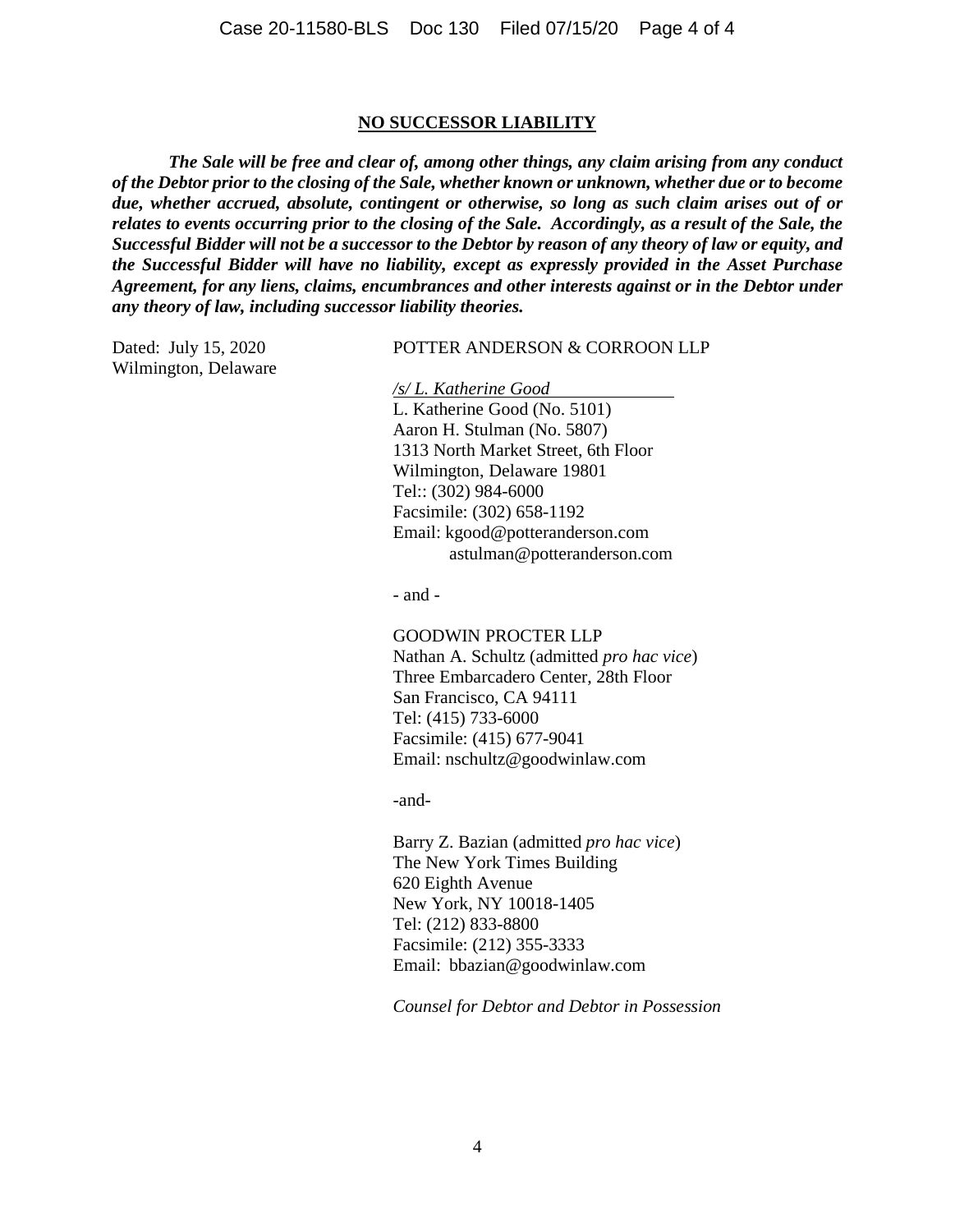## NO SUCCESSOR LIABILITY

***The Sale will be free and clear of, among other things, any claim arising from any conduct of the Debtor prior to the closing of the Sale, whether known or unknown, whether due or to become due, whether accrued, absolute, contingent or otherwise, so long as such claim arises out of or relates to events occurring prior to the closing of the Sale. Accordingly, as a result of the Sale, the Successful Bidder will not be a successor to the Debtor by reason of any theory of law or equity, and the Successful Bidder will have no liability, except as expressly provided in the Asset Purchase Agreement, for any liens, claims, encumbrances and other interests against or in the Debtor under any theory of law, including successor liability theories.***

Dated: July 15, 2020
Wilmington, Delaware

POTTER ANDERSON & CORROON LLP

*/s/ L. Katherine Good*
L. Katherine Good (No. 5101)
Aaron H. Stulman (No. 5807)
1313 North Market Street, 6th Floor
Wilmington, Delaware 19801
Tel:: (302) 984-6000
Facsimile: (302) 658-1192
Email: kgood@potteranderson.com
astulman@potteranderson.com

\- and -

GOODWIN PROCTER LLP
Nathan A. Schultz (admitted *pro hac vice*)
Three Embarcadero Center, 28th Floor
San Francisco, CA 94111
Tel: (415) 733-6000
Facsimile: (415) 677-9041
Email: nschultz@goodwinlaw.com

-and-

Barry Z. Bazian (admitted *pro hac vice*)
The New York Times Building
620 Eighth Avenue
New York, NY 10018-1405
Tel: (212) 833-8800
Facsimile: (212) 355-3333
Email: bbazian@goodwinlaw.com

*Counsel for Debtor and Debtor in Possession*